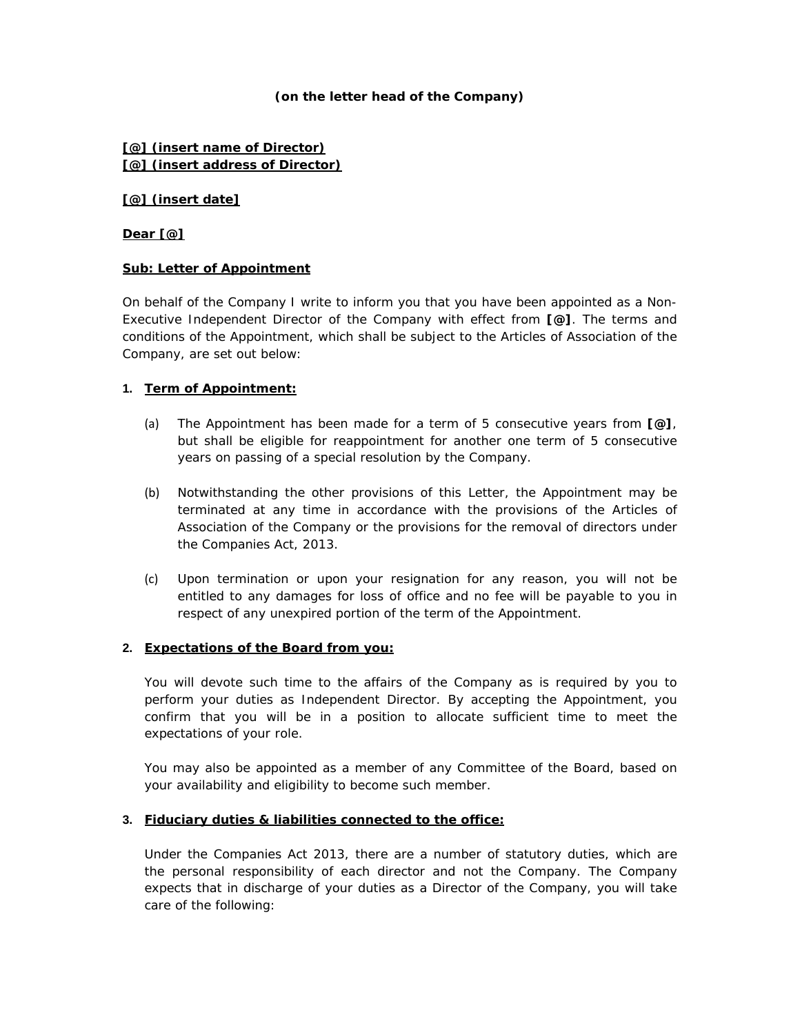**(on the letter head of the Company)**

**[@] (insert name of Director)**
**[@] (insert address of Director)**

**[@] (insert date]**

**Dear [@]**

**Sub: Letter of Appointment**

On behalf of the Company I write to inform you that you have been appointed as a Non-Executive Independent Director of the Company with effect from **[@]**. The terms and conditions of the Appointment, which shall be subject to the Articles of Association of the Company, are set out below:

1. **Term of Appointment:**

   (a) The Appointment has been made for a term of 5 consecutive years from **[@]**, but shall be eligible for reappointment for another one term of 5 consecutive years on passing of a special resolution by the Company.

   (b) Notwithstanding the other provisions of this Letter, the Appointment may be terminated at any time in accordance with the provisions of the Articles of Association of the Company or the provisions for the removal of directors under the Companies Act, 2013.

   (c) Upon termination or upon your resignation for any reason, you will not be entitled to any damages for loss of office and no fee will be payable to you in respect of any unexpired portion of the term of the Appointment.

2. **Expectations of the Board from you:**

   You will devote such time to the affairs of the Company as is required by you to perform your duties as Independent Director. By accepting the Appointment, you confirm that you will be in a position to allocate sufficient time to meet the expectations of your role.

   You may also be appointed as a member of any Committee of the Board, based on your availability and eligibility to become such member.

3. **Fiduciary duties & liabilities connected to the office:**

   Under the Companies Act 2013, there are a number of statutory duties, which are the personal responsibility of each director and not the Company. The Company expects that in discharge of your duties as a Director of the Company, you will take care of the following: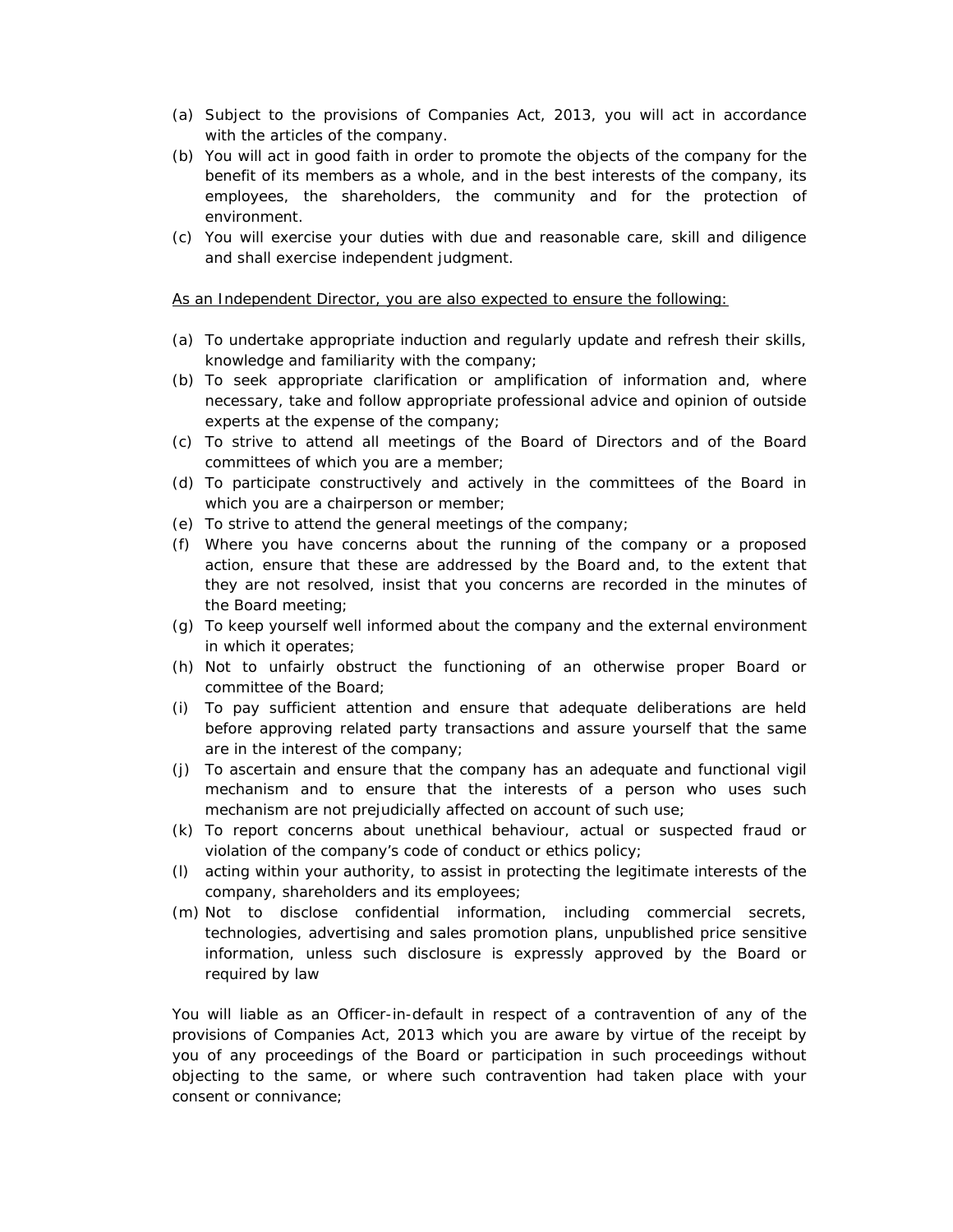(a) Subject to the provisions of Companies Act, 2013, you will act in accordance with the articles of the company.
(b) You will act in good faith in order to promote the objects of the company for the benefit of its members as a whole, and in the best interests of the company, its employees, the shareholders, the community and for the protection of environment.
(c) You will exercise your duties with due and reasonable care, skill and diligence and shall exercise independent judgment.

<u>As an Independent Director, you are also expected to ensure the following:</u>

(a) To undertake appropriate induction and regularly update and refresh their skills, knowledge and familiarity with the company;
(b) To seek appropriate clarification or amplification of information and, where necessary, take and follow appropriate professional advice and opinion of outside experts at the expense of the company;
(c) To strive to attend all meetings of the Board of Directors and of the Board committees of which you are a member;
(d) To participate constructively and actively in the committees of the Board in which you are a chairperson or member;
(e) To strive to attend the general meetings of the company;
(f) Where you have concerns about the running of the company or a proposed action, ensure that these are addressed by the Board and, to the extent that they are not resolved, insist that you concerns are recorded in the minutes of the Board meeting;
(g) To keep yourself well informed about the company and the external environment in which it operates;
(h) Not to unfairly obstruct the functioning of an otherwise proper Board or committee of the Board;
(i) To pay sufficient attention and ensure that adequate deliberations are held before approving related party transactions and assure yourself that the same are in the interest of the company;
(j) To ascertain and ensure that the company has an adequate and functional vigil mechanism and to ensure that the interests of a person who uses such mechanism are not prejudicially affected on account of such use;
(k) To report concerns about unethical behaviour, actual or suspected fraud or violation of the company's code of conduct or ethics policy;
(l) acting within your authority, to assist in protecting the legitimate interests of the company, shareholders and its employees;
(m) Not to disclose confidential information, including commercial secrets, technologies, advertising and sales promotion plans, unpublished price sensitive information, unless such disclosure is expressly approved by the Board or required by law

You will liable as an Officer-in-default in respect of a contravention of any of the provisions of Companies Act, 2013 which you are aware by virtue of the receipt by you of any proceedings of the Board or participation in such proceedings without objecting to the same, or where such contravention had taken place with your consent or connivance;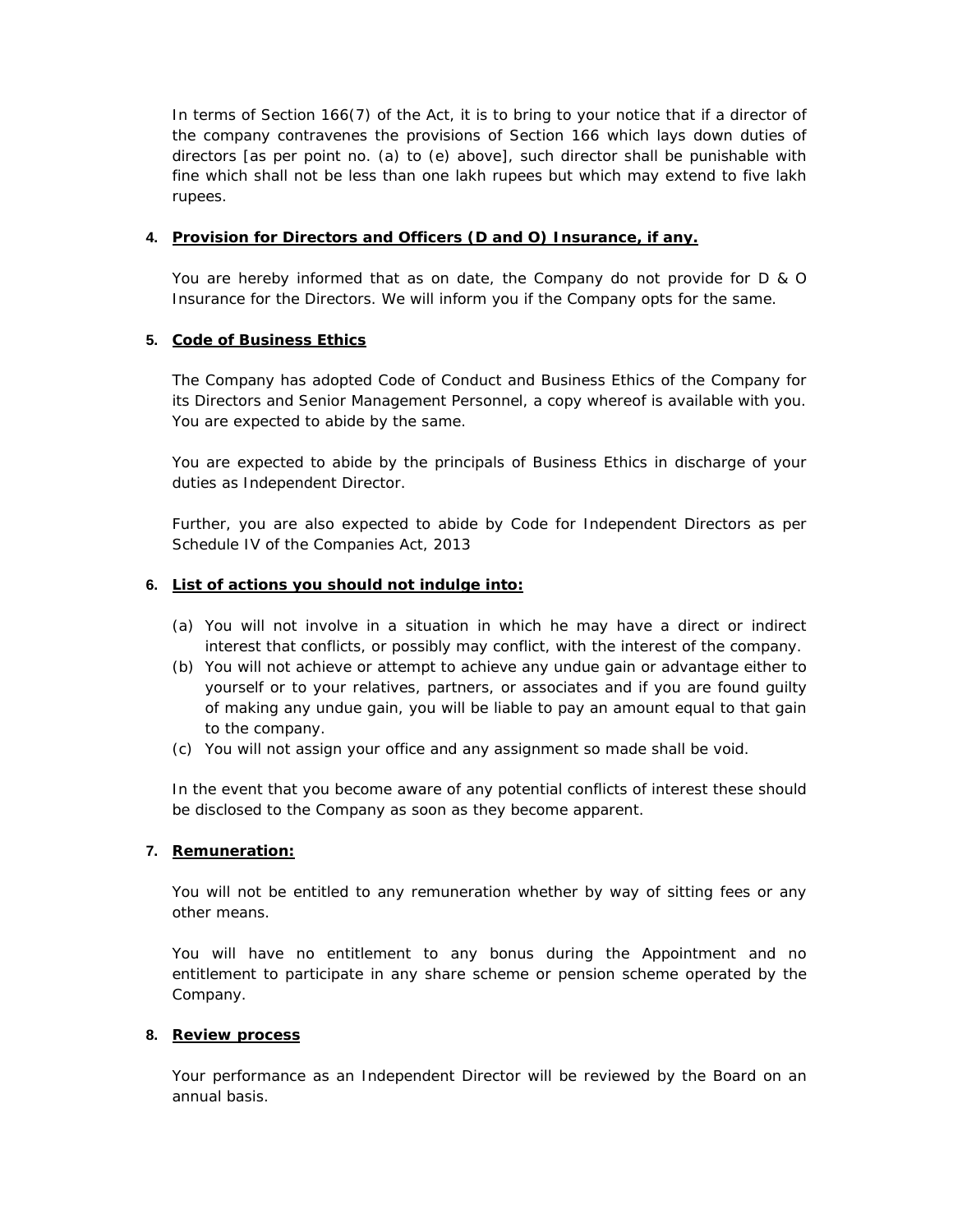In terms of Section 166(7) of the Act, it is to bring to your notice that if a director of the company contravenes the provisions of Section 166 which lays down duties of directors [as per point no. (a) to (e) above], such director shall be punishable with fine which shall not be less than one lakh rupees but which may extend to five lakh rupees.

4. **Provision for Directors and Officers (D and O) Insurance, if any.**

You are hereby informed that as on date, the Company do not provide for D & O Insurance for the Directors. We will inform you if the Company opts for the same.

5. **Code of Business Ethics**

The Company has adopted Code of Conduct and Business Ethics of the Company for its Directors and Senior Management Personnel, a copy whereof is available with you. You are expected to abide by the same.

You are expected to abide by the principals of Business Ethics in discharge of your duties as Independent Director.

Further, you are also expected to abide by Code for Independent Directors as per Schedule IV of the Companies Act, 2013

6. **List of actions you should not indulge into:**

(a) You will not involve in a situation in which he may have a direct or indirect interest that conflicts, or possibly may conflict, with the interest of the company.

(b) You will not achieve or attempt to achieve any undue gain or advantage either to yourself or to your relatives, partners, or associates and if you are found guilty of making any undue gain, you will be liable to pay an amount equal to that gain to the company.

(c) You will not assign your office and any assignment so made shall be void.

In the event that you become aware of any potential conflicts of interest these should be disclosed to the Company as soon as they become apparent.

7. **Remuneration:**

You will not be entitled to any remuneration whether by way of sitting fees or any other means.

You will have no entitlement to any bonus during the Appointment and no entitlement to participate in any share scheme or pension scheme operated by the Company.

8. **Review process**

Your performance as an Independent Director will be reviewed by the Board on an annual basis.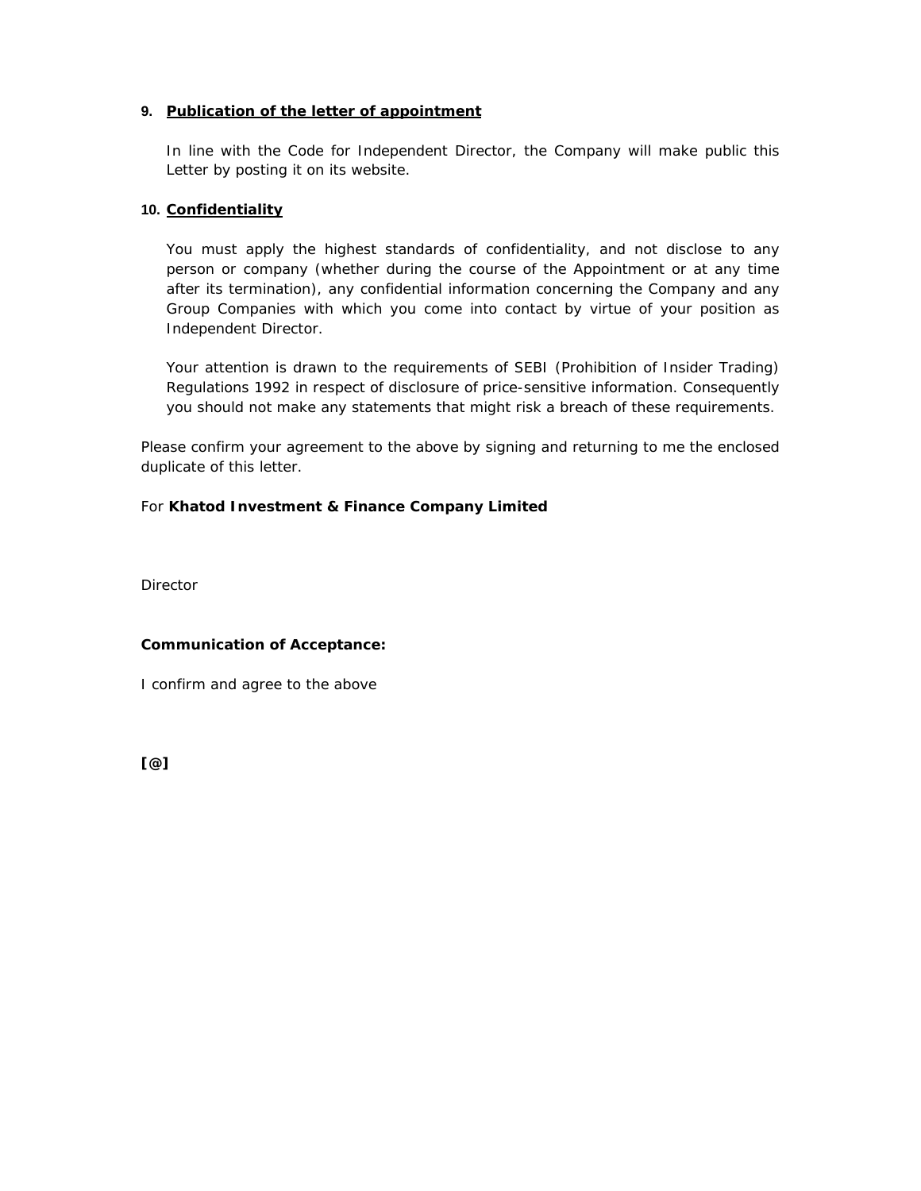9. **Publication of the letter of appointment**

   In line with the Code for Independent Director, the Company will make public this Letter by posting it on its website.

10. **Confidentiality**

    You must apply the highest standards of confidentiality, and not disclose to any person or company (whether during the course of the Appointment or at any time after its termination), any confidential information concerning the Company and any Group Companies with which you come into contact by virtue of your position as Independent Director.

    Your attention is drawn to the requirements of SEBI (Prohibition of Insider Trading) Regulations 1992 in respect of disclosure of price-sensitive information. Consequently you should not make any statements that might risk a breach of these requirements.

Please confirm your agreement to the above by signing and returning to me the enclosed duplicate of this letter.

For **Khatod Investment & Finance Company Limited**

Director

**Communication of Acceptance:**

I confirm and agree to the above

**[@]**